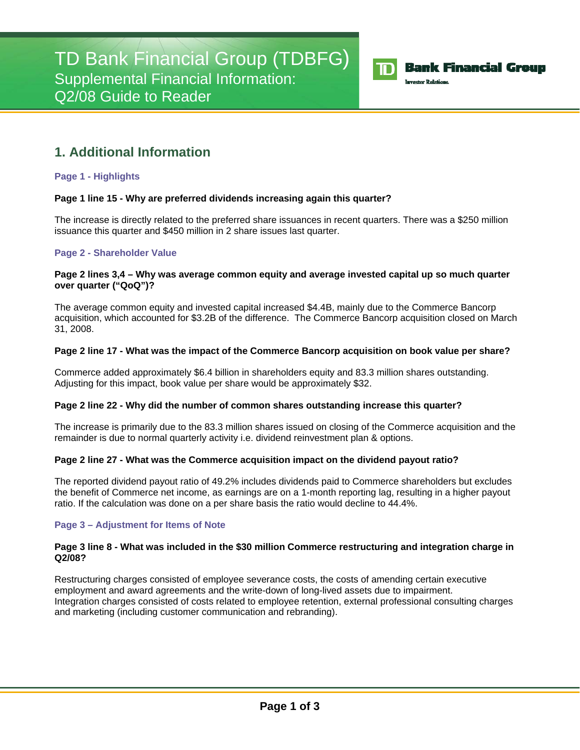# TD Bank Financial Group (TDBFG)
## Supplemental Financial Information: Q2/08 Guide to Reader

TD Bank Financial Group
Investor Relations

## 1. Additional Information

### Page 1 - Highlights

**Page 1 line 15 - Why are preferred dividends increasing again this quarter?**

The increase is directly related to the preferred share issuances in recent quarters. There was a $250 million issuance this quarter and $450 million in 2 share issues last quarter.

### Page 2 - Shareholder Value

**Page 2 lines 3,4 – Why was average common equity and average invested capital up so much quarter over quarter ("QoQ")?**

The average common equity and invested capital increased $4.4B, mainly due to the Commerce Bancorp acquisition, which accounted for $3.2B of the difference. The Commerce Bancorp acquisition closed on March 31, 2008.

**Page 2 line 17 - What was the impact of the Commerce Bancorp acquisition on book value per share?**

Commerce added approximately $6.4 billion in shareholders equity and 83.3 million shares outstanding. Adjusting for this impact, book value per share would be approximately $32.

**Page 2 line 22 - Why did the number of common shares outstanding increase this quarter?**

The increase is primarily due to the 83.3 million shares issued on closing of the Commerce acquisition and the remainder is due to normal quarterly activity i.e. dividend reinvestment plan & options.

**Page 2 line 27 - What was the Commerce acquisition impact on the dividend payout ratio?**

The reported dividend payout ratio of 49.2% includes dividends paid to Commerce shareholders but excludes the benefit of Commerce net income, as earnings are on a 1-month reporting lag, resulting in a higher payout ratio. If the calculation was done on a per share basis the ratio would decline to 44.4%.

### Page 3 – Adjustment for Items of Note

**Page 3 line 8 - What was included in the $30 million Commerce restructuring and integration charge in Q2/08?**

Restructuring charges consisted of employee severance costs, the costs of amending certain executive employment and award agreements and the write-down of long-lived assets due to impairment.
Integration charges consisted of costs related to employee retention, external professional consulting charges and marketing (including customer communication and rebranding).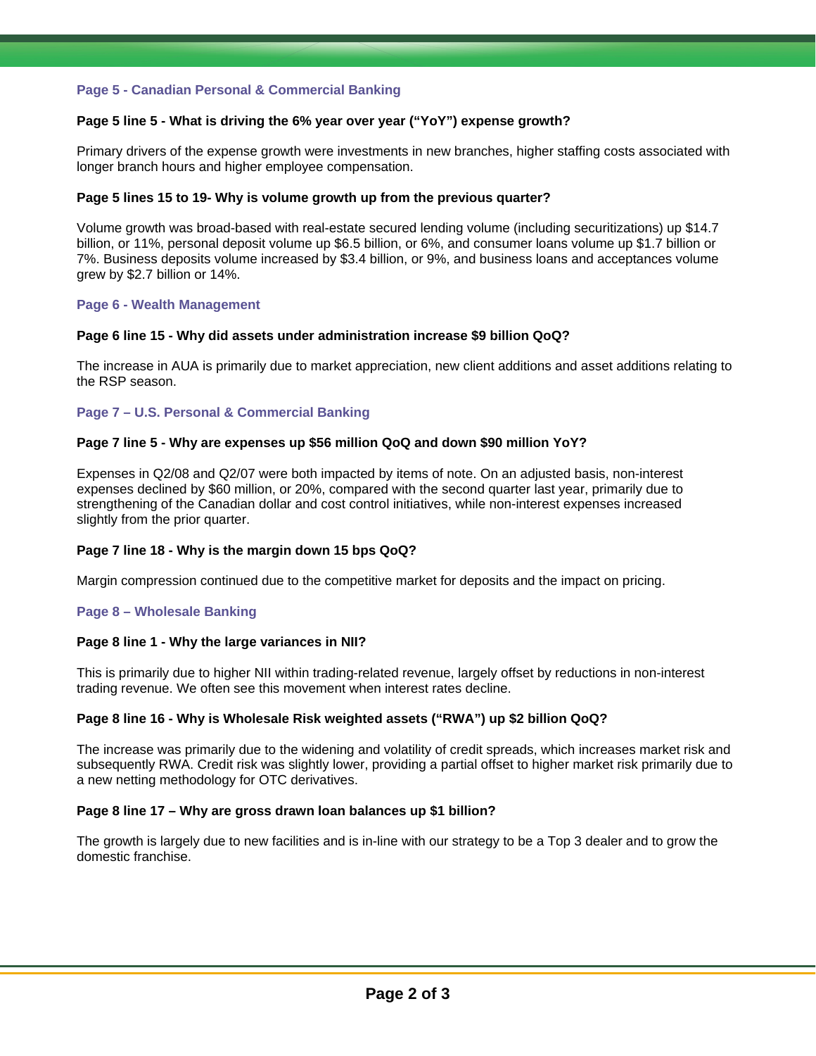## Page 5 - Canadian Personal & Commercial Banking

**Page 5 line 5 - What is driving the 6% year over year ("YoY") expense growth?**

Primary drivers of the expense growth were investments in new branches, higher staffing costs associated with longer branch hours and higher employee compensation.

**Page 5 lines 15 to 19- Why is volume growth up from the previous quarter?**

Volume growth was broad-based with real-estate secured lending volume (including securitizations) up $14.7 billion, or 11%, personal deposit volume up $6.5 billion, or 6%, and consumer loans volume up $1.7 billion or 7%. Business deposits volume increased by $3.4 billion, or 9%, and business loans and acceptances volume grew by $2.7 billion or 14%.

## Page 6 - Wealth Management

**Page 6 line 15 - Why did assets under administration increase $9 billion QoQ?**

The increase in AUA is primarily due to market appreciation, new client additions and asset additions relating to the RSP season.

## Page 7 – U.S. Personal & Commercial Banking

**Page 7 line 5 - Why are expenses up $56 million QoQ and down $90 million YoY?**

Expenses in Q2/08 and Q2/07 were both impacted by items of note. On an adjusted basis, non-interest expenses declined by $60 million, or 20%, compared with the second quarter last year, primarily due to strengthening of the Canadian dollar and cost control initiatives, while non-interest expenses increased slightly from the prior quarter.

**Page 7 line 18 - Why is the margin down 15 bps QoQ?**

Margin compression continued due to the competitive market for deposits and the impact on pricing.

## Page 8 – Wholesale Banking

**Page 8 line 1 - Why the large variances in NII?**

This is primarily due to higher NII within trading-related revenue, largely offset by reductions in non-interest trading revenue. We often see this movement when interest rates decline.

**Page 8 line 16 - Why is Wholesale Risk weighted assets ("RWA") up $2 billion QoQ?**

The increase was primarily due to the widening and volatility of credit spreads, which increases market risk and subsequently RWA. Credit risk was slightly lower, providing a partial offset to higher market risk primarily due to a new netting methodology for OTC derivatives.

**Page 8 line 17 – Why are gross drawn loan balances up $1 billion?**

The growth is largely due to new facilities and is in-line with our strategy to be a Top 3 dealer and to grow the domestic franchise.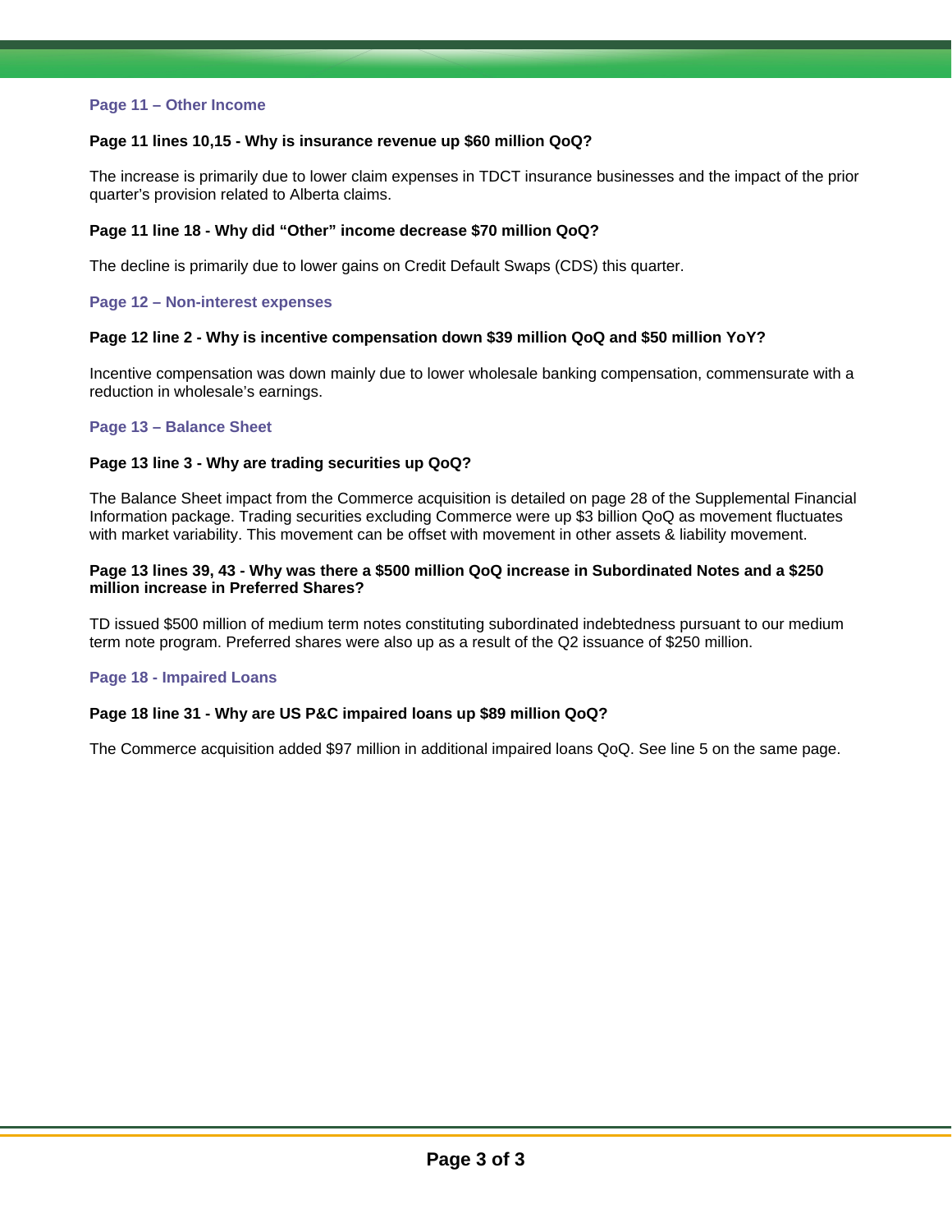## Page 11 – Other Income

**Page 11 lines 10,15 - Why is insurance revenue up $60 million QoQ?**

The increase is primarily due to lower claim expenses in TDCT insurance businesses and the impact of the prior quarter's provision related to Alberta claims.

**Page 11 line 18 - Why did "Other" income decrease $70 million QoQ?**

The decline is primarily due to lower gains on Credit Default Swaps (CDS) this quarter.

## Page 12 – Non-interest expenses

**Page 12 line 2 - Why is incentive compensation down $39 million QoQ and $50 million YoY?**

Incentive compensation was down mainly due to lower wholesale banking compensation, commensurate with a reduction in wholesale's earnings.

## Page 13 – Balance Sheet

**Page 13 line 3 - Why are trading securities up QoQ?**

The Balance Sheet impact from the Commerce acquisition is detailed on page 28 of the Supplemental Financial Information package. Trading securities excluding Commerce were up $3 billion QoQ as movement fluctuates with market variability. This movement can be offset with movement in other assets & liability movement.

**Page 13 lines 39, 43 - Why was there a $500 million QoQ increase in Subordinated Notes and a $250 million increase in Preferred Shares?**

TD issued $500 million of medium term notes constituting subordinated indebtedness pursuant to our medium term note program. Preferred shares were also up as a result of the Q2 issuance of $250 million.

## Page 18 - Impaired Loans

**Page 18 line 31 - Why are US P&C impaired loans up $89 million QoQ?**

The Commerce acquisition added $97 million in additional impaired loans QoQ. See line 5 on the same page.